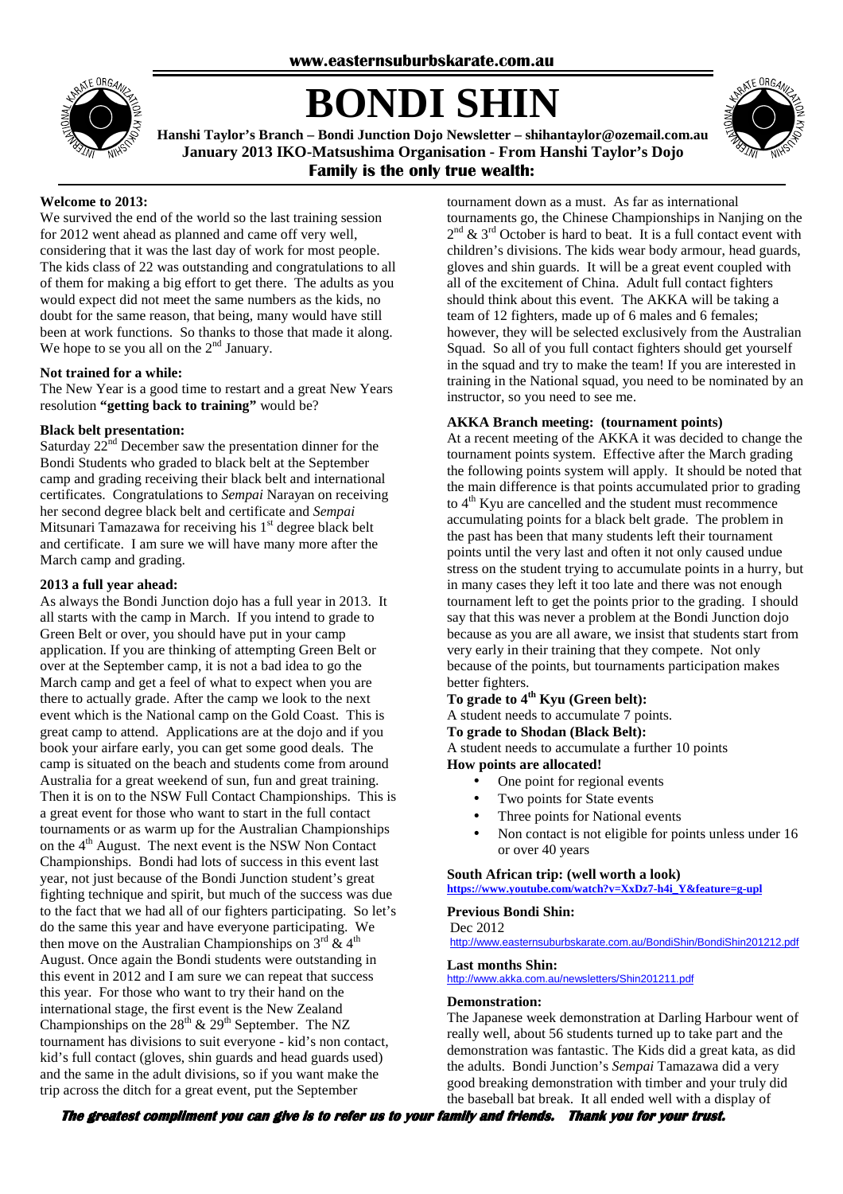www.easternsuburbskarate.com.au

# BONDI SHIN

**Hanshi Taylor's Branch – Bondi Junction Dojo Newsletter – shihantaylor@ozemail.com.au**
**January 2013 IKO-Matsushima Organisation - From Hanshi Taylor's Dojo**
**Family is the only true wealth:**

### Welcome to 2013:

We survived the end of the world so the last training session for 2012 went ahead as planned and came off very well, considering that it was the last day of work for most people. The kids class of 22 was outstanding and congratulations to all of them for making a big effort to get there. The adults as you would expect did not meet the same numbers as the kids, no doubt for the same reason, that being, many would have still been at work functions. So thanks to those that made it along. We hope to se you all on the 2nd January.

### Not trained for a while:

The New Year is a good time to restart and a great New Years resolution **"getting back to training"** would be?

### Black belt presentation:

Saturday 22nd December saw the presentation dinner for the Bondi Students who graded to black belt at the September camp and grading receiving their black belt and international certificates. Congratulations to *Sempai* Narayan on receiving her second degree black belt and certificate and *Sempai* Mitsunari Tamazawa for receiving his 1st degree black belt and certificate. I am sure we will have many more after the March camp and grading.

### 2013 a full year ahead:

As always the Bondi Junction dojo has a full year in 2013. It all starts with the camp in March. If you intend to grade to Green Belt or over, you should have put in your camp application. If you are thinking of attempting Green Belt or over at the September camp, it is not a bad idea to go the March camp and get a feel of what to expect when you are there to actually grade. After the camp we look to the next event which is the National camp on the Gold Coast. This is great camp to attend. Applications are at the dojo and if you book your airfare early, you can get some good deals. The camp is situated on the beach and students come from around Australia for a great weekend of sun, fun and great training. Then it is on to the NSW Full Contact Championships. This is a great event for those who want to start in the full contact tournaments or as warm up for the Australian Championships on the 4th August. The next event is the NSW Non Contact Championships. Bondi had lots of success in this event last year, not just because of the Bondi Junction student's great fighting technique and spirit, but much of the success was due to the fact that we had all of our fighters participating. So let's do the same this year and have everyone participating. We then move on the Australian Championships on 3rd & 4th August. Once again the Bondi students were outstanding in this event in 2012 and I am sure we can repeat that success this year. For those who want to try their hand on the international stage, the first event is the New Zealand Championships on the 28th & 29th September. The NZ tournament has divisions to suit everyone - kid's non contact, kid's full contact (gloves, shin guards and head guards used) and the same in the adult divisions, so if you want make the trip across the ditch for a great event, put the September tournament down as a must. As far as international tournaments go, the Chinese Championships in Nanjing on the 2nd & 3rd October is hard to beat. It is a full contact event with children's divisions. The kids wear body armour, head guards, gloves and shin guards. It will be a great event coupled with all of the excitement of China. Adult full contact fighters should think about this event. The AKKA will be taking a team of 12 fighters, made up of 6 males and 6 females; however, they will be selected exclusively from the Australian Squad. So all of you full contact fighters should get yourself in the squad and try to make the team! If you are interested in training in the National squad, you need to be nominated by an instructor, so you need to see me.

### AKKA Branch meeting: (tournament points)

At a recent meeting of the AKKA it was decided to change the tournament points system. Effective after the March grading the following points system will apply. It should be noted that the main difference is that points accumulated prior to grading to 4th Kyu are cancelled and the student must recommence accumulating points for a black belt grade. The problem in the past has been that many students left their tournament points until the very last and often it not only caused undue stress on the student trying to accumulate points in a hurry, but in many cases they left it too late and there was not enough tournament left to get the points prior to the grading. I should say that this was never a problem at the Bondi Junction dojo because as you are all aware, we insist that students start from very early in their training that they compete. Not only because of the points, but tournaments participation makes better fighters.

**To grade to 4th Kyu (Green belt):**

A student needs to accumulate 7 points.

**To grade to Shodan (Black Belt):**

A student needs to accumulate a further 10 points

**How points are allocated!**

- One point for regional events
- Two points for State events
- Three points for National events
- Non contact is not eligible for points unless under 16 or over 40 years

### South African trip: (well worth a look)

https://www.youtube.com/watch?v=XxDz7-h4i_Y&feature=g-upl

### Previous Bondi Shin:

Dec 2012
http://www.easternsuburbskarate.com.au/BondiShin/BondiShin201212.pdf

### Last months Shin:

http://www.akka.com.au/newsletters/Shin201211.pdf

### Demonstration:

The Japanese week demonstration at Darling Harbour went of really well, about 56 students turned up to take part and the demonstration was fantastic. The Kids did a great kata, as did the adults. Bondi Junction's *Sempai* Tamazawa did a very good breaking demonstration with timber and your truly did the baseball bat break. It all ended well with a display of

***The greatest compliment you can give is to refer us to your family and friends. Thank you for your trust.***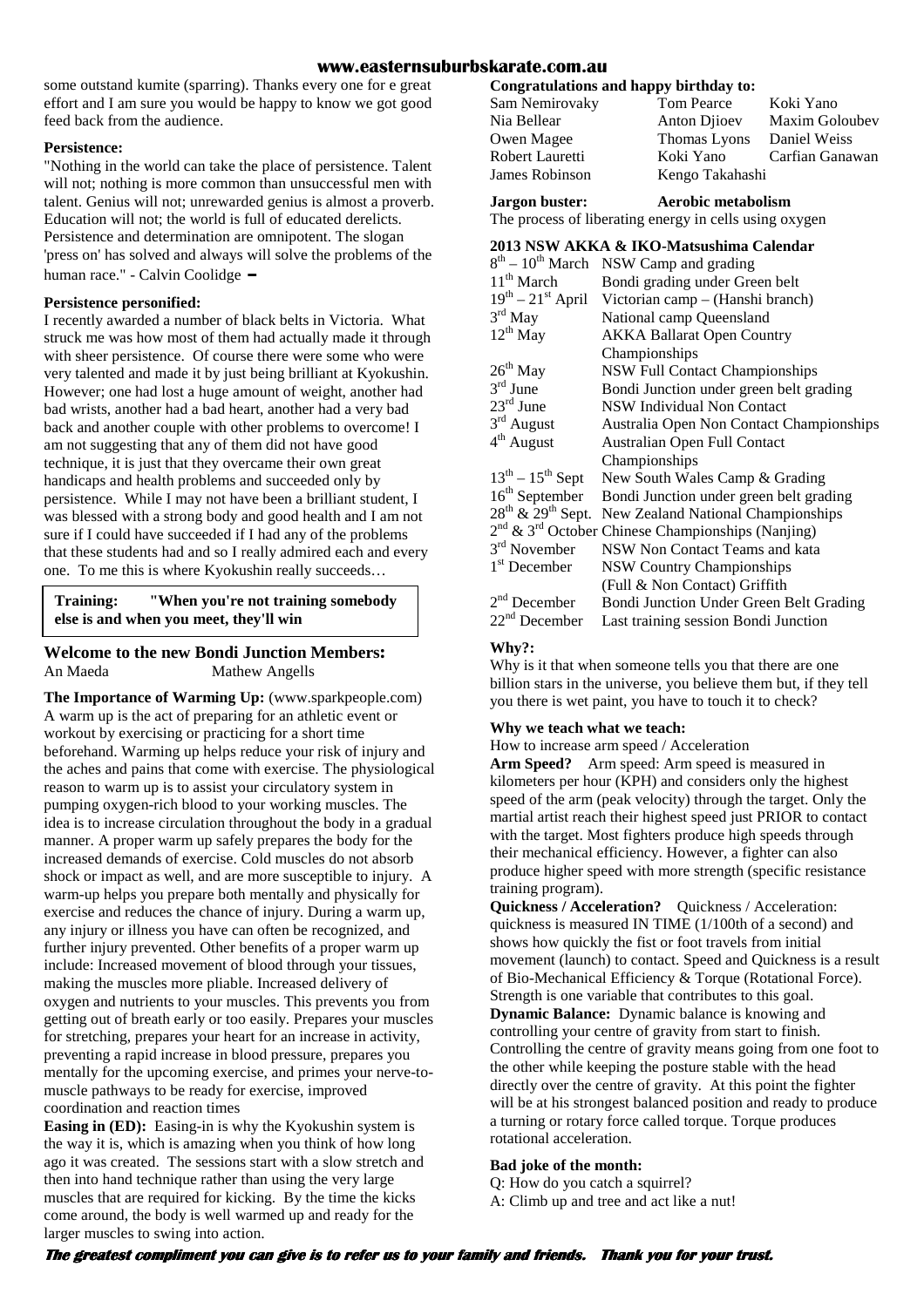some outstand kumite (sparring). Thanks every one for e great effort and I am sure you would be happy to know we got good feed back from the audience.

**Persistence:**

"Nothing in the world can take the place of persistence. Talent will not; nothing is more common than unsuccessful men with talent. Genius will not; unrewarded genius is almost a proverb. Education will not; the world is full of educated derelicts. Persistence and determination are omnipotent. The slogan 'press on' has solved and always will solve the problems of the human race." - Calvin Coolidge –

**Persistence personified:**

I recently awarded a number of black belts in Victoria. What struck me was how most of them had actually made it through with sheer persistence. Of course there were some who were very talented and made it by just being brilliant at Kyokushin. However; one had lost a huge amount of weight, another had bad wrists, another had a bad heart, another had a very bad back and another couple with other problems to overcome! I am not suggesting that any of them did not have good technique, it is just that they overcame their own great handicaps and health problems and succeeded only by persistence. While I may not have been a brilliant student, I was blessed with a strong body and good health and I am not sure if I could have succeeded if I had any of the problems that these students had and so I really admired each and every one. To me this is where Kyokushin really succeeds…

**Training: "When you're not training somebody else is and when you meet, they'll win**

**Welcome to the new Bondi Junction Members:**

An Maeda    Mathew Angells

**The Importance of Warming Up:** (www.sparkpeople.com) A warm up is the act of preparing for an athletic event or workout by exercising or practicing for a short time beforehand. Warming up helps reduce your risk of injury and the aches and pains that come with exercise. The physiological reason to warm up is to assist your circulatory system in pumping oxygen-rich blood to your working muscles. The idea is to increase circulation throughout the body in a gradual manner. A proper warm up safely prepares the body for the increased demands of exercise. Cold muscles do not absorb shock or impact as well, and are more susceptible to injury. A warm-up helps you prepare both mentally and physically for exercise and reduces the chance of injury. During a warm up, any injury or illness you have can often be recognized, and further injury prevented. Other benefits of a proper warm up include: Increased movement of blood through your tissues, making the muscles more pliable. Increased delivery of oxygen and nutrients to your muscles. This prevents you from getting out of breath early or too easily. Prepares your muscles for stretching, prepares your heart for an increase in activity, preventing a rapid increase in blood pressure, prepares you mentally for the upcoming exercise, and primes your nerve-to-muscle pathways to be ready for exercise, improved coordination and reaction times

**Easing in (ED):** Easing-in is why the Kyokushin system is the way it is, which is amazing when you think of how long ago it was created. The sessions start with a slow stretch and then into hand technique rather than using the very large muscles that are required for kicking. By the time the kicks come around, the body is well warmed up and ready for the larger muscles to swing into action.

**Congratulations and happy birthday to:**

| | | |
|---|---|---|
| Sam Nemirovaky | Tom Pearce | Koki Yano |
| Nia Bellear | Anton Djioev | Maxim Goloubev |
| Owen Magee | Thomas Lyons | Daniel Weiss |
| Robert Lauretti | Koki Yano | Carfian Ganawan |
| James Robinson | Kengo Takahashi | |

**Jargon buster: Aerobic metabolism**

The process of liberating energy in cells using oxygen

**2013 NSW AKKA & IKO-Matsushima Calendar**

| | |
|---|---|
| 8th – 10th March | NSW Camp and grading |
| 11th March | Bondi grading under Green belt |
| 19th – 21st April | Victorian camp – (Hanshi branch) |
| 3rd May | National camp Queensland |
| 12th May | AKKA Ballarat Open Country Championships |
| 26th May | NSW Full Contact Championships |
| 3rd June | Bondi Junction under green belt grading |
| 23rd June | NSW Individual Non Contact |
| 3rd August | Australia Open Non Contact Championships |
| 4th August | Australian Open Full Contact Championships |
| 13th – 15th Sept | New South Wales Camp & Grading |
| 16th September | Bondi Junction under green belt grading |
| 28th & 29th Sept. | New Zealand National Championships |
| 2nd & 3rd October | Chinese Championships (Nanjing) |
| 3rd November | NSW Non Contact Teams and kata |
| 1st December | NSW Country Championships (Full & Non Contact) Griffith |
| 2nd December | Bondi Junction Under Green Belt Grading |
| 22nd December | Last training session Bondi Junction |

**Why?:**

Why is it that when someone tells you that there are one billion stars in the universe, you believe them but, if they tell you there is wet paint, you have to touch it to check?

**Why we teach what we teach:**

How to increase arm speed / Acceleration

**Arm Speed?** Arm speed: Arm speed is measured in kilometers per hour (KPH) and considers only the highest speed of the arm (peak velocity) through the target. Only the martial artist reach their highest speed just PRIOR to contact with the target. Most fighters produce high speeds through their mechanical efficiency. However, a fighter can also produce higher speed with more strength (specific resistance training program).

**Quickness / Acceleration?** Quickness / Acceleration: quickness is measured IN TIME (1/100th of a second) and shows how quickly the fist or foot travels from initial movement (launch) to contact. Speed and Quickness is a result of Bio-Mechanical Efficiency & Torque (Rotational Force). Strength is one variable that contributes to this goal.

**Dynamic Balance:** Dynamic balance is knowing and controlling your centre of gravity from start to finish. Controlling the centre of gravity means going from one foot to the other while keeping the posture stable with the head directly over the centre of gravity. At this point the fighter will be at his strongest balanced position and ready to produce a turning or rotary force called torque. Torque produces rotational acceleration.

**Bad joke of the month:**

Q: How do you catch a squirrel?

A: Climb up and tree and act like a nut!

***The greatest compliment you can give is to refer us to your family and friends. Thank you for your trust.***